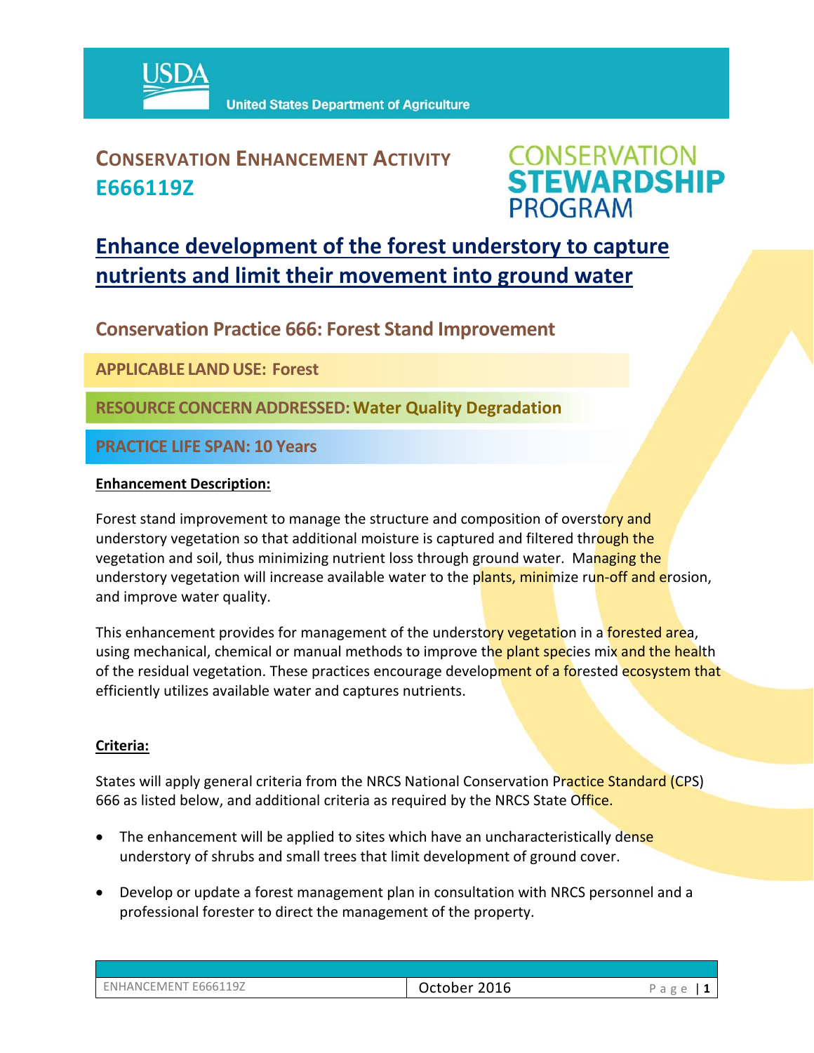USDA United States Department of Agriculture

# CONSERVATION ENHANCEMENT ACTIVITY E666119Z

CONSERVATION STEWARDSHIP PROGRAM

## Enhance development of the forest understory to capture nutrients and limit their movement into ground water

### Conservation Practice 666: Forest Stand Improvement

**APPLICABLE LAND USE: Forest**

**RESOURCE CONCERN ADDRESSED: Water Quality Degradation**

**PRACTICE LIFE SPAN: 10 Years**

**Enhancement Description:**

Forest stand improvement to manage the structure and composition of overstory and understory vegetation so that additional moisture is captured and filtered through the vegetation and soil, thus minimizing nutrient loss through ground water. Managing the understory vegetation will increase available water to the plants, minimize run-off and erosion, and improve water quality.

This enhancement provides for management of the understory vegetation in a forested area, using mechanical, chemical or manual methods to improve the plant species mix and the health of the residual vegetation. These practices encourage development of a forested ecosystem that efficiently utilizes available water and captures nutrients.

**Criteria:**

States will apply general criteria from the NRCS National Conservation Practice Standard (CPS) 666 as listed below, and additional criteria as required by the NRCS State Office.

- The enhancement will be applied to sites which have an uncharacteristically dense understory of shrubs and small trees that limit development of ground cover.
- Develop or update a forest management plan in consultation with NRCS personnel and a professional forester to direct the management of the property.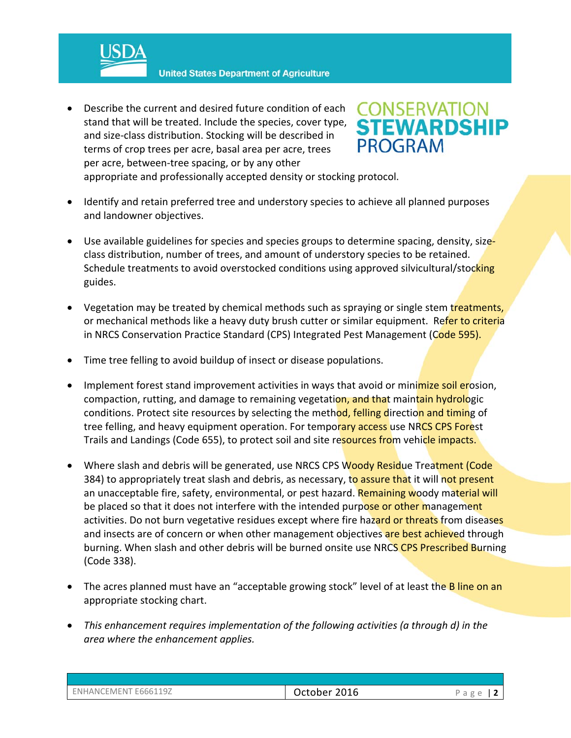- Describe the current and desired future condition of each stand that will be treated. Include the species, cover type, and size-class distribution. Stocking will be described in terms of crop trees per acre, basal area per acre, trees per acre, between-tree spacing, or by any other appropriate and professionally accepted density or stocking protocol.

- Identify and retain preferred tree and understory species to achieve all planned purposes and landowner objectives.

- Use available guidelines for species and species groups to determine spacing, density, size-class distribution, number of trees, and amount of understory species to be retained. Schedule treatments to avoid overstocked conditions using approved silvicultural/stocking guides.

- Vegetation may be treated by chemical methods such as spraying or single stem treatments, or mechanical methods like a heavy duty brush cutter or similar equipment. Refer to criteria in NRCS Conservation Practice Standard (CPS) Integrated Pest Management (Code 595).

- Time tree felling to avoid buildup of insect or disease populations.

- Implement forest stand improvement activities in ways that avoid or minimize soil erosion, compaction, rutting, and damage to remaining vegetation, and that maintain hydrologic conditions. Protect site resources by selecting the method, felling direction and timing of tree felling, and heavy equipment operation. For temporary access use NRCS CPS Forest Trails and Landings (Code 655), to protect soil and site resources from vehicle impacts.

- Where slash and debris will be generated, use NRCS CPS Woody Residue Treatment (Code 384) to appropriately treat slash and debris, as necessary, to assure that it will not present an unacceptable fire, safety, environmental, or pest hazard. Remaining woody material will be placed so that it does not interfere with the intended purpose or other management activities. Do not burn vegetative residues except where fire hazard or threats from diseases and insects are of concern or when other management objectives are best achieved through burning. When slash and other debris will be burned onsite use NRCS CPS Prescribed Burning (Code 338).

- The acres planned must have an “acceptable growing stock” level of at least the B line on an appropriate stocking chart.

- *This enhancement requires implementation of the following activities (a through d) in the area where the enhancement applies.*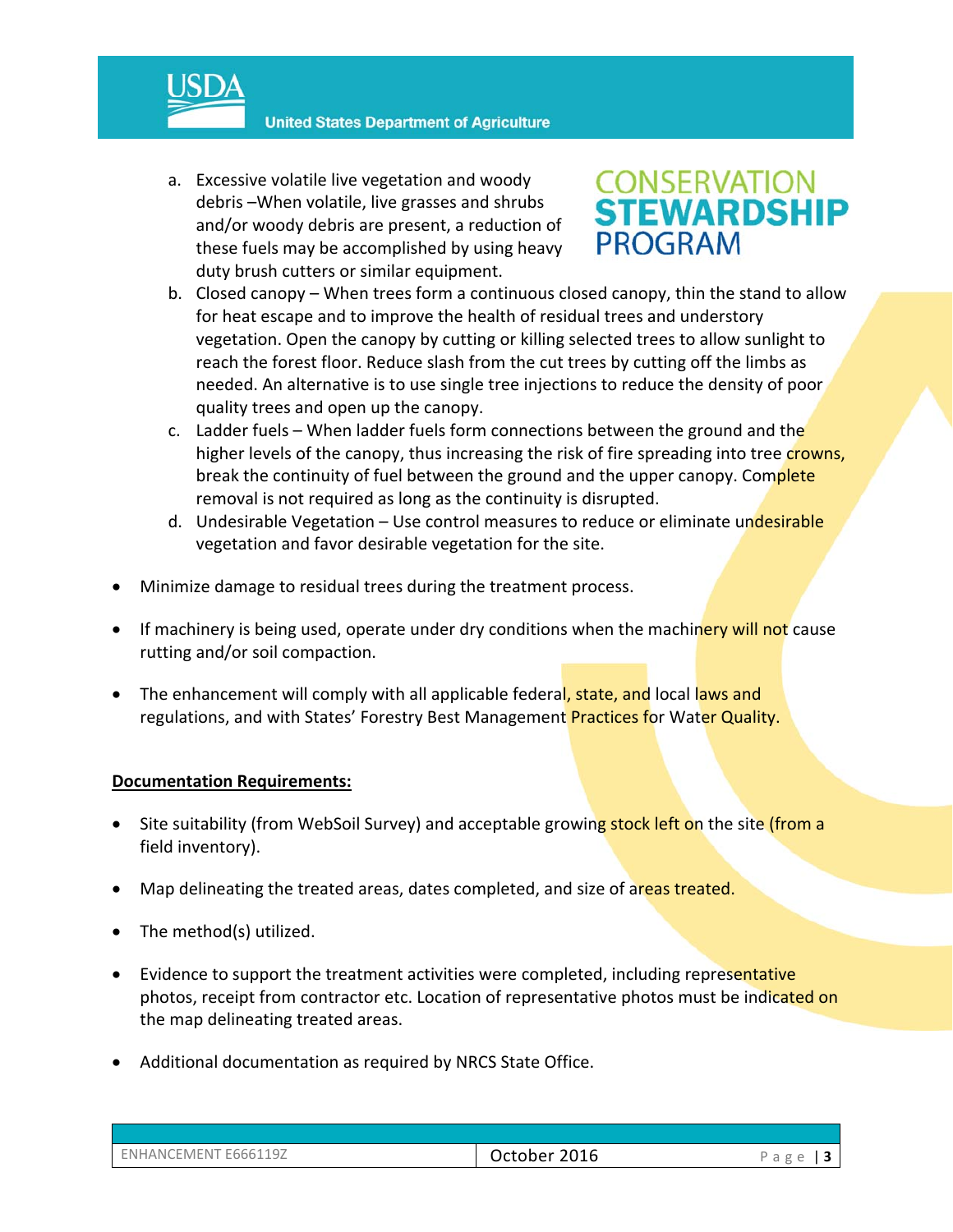a. Excessive volatile live vegetation and woody debris –When volatile, live grasses and shrubs and/or woody debris are present, a reduction of these fuels may be accomplished by using heavy duty brush cutters or similar equipment.
b. Closed canopy – When trees form a continuous closed canopy, thin the stand to allow for heat escape and to improve the health of residual trees and understory vegetation. Open the canopy by cutting or killing selected trees to allow sunlight to reach the forest floor. Reduce slash from the cut trees by cutting off the limbs as needed. An alternative is to use single tree injections to reduce the density of poor quality trees and open up the canopy.
c. Ladder fuels – When ladder fuels form connections between the ground and the higher levels of the canopy, thus increasing the risk of fire spreading into tree crowns, break the continuity of fuel between the ground and the upper canopy. Complete removal is not required as long as the continuity is disrupted.
d. Undesirable Vegetation – Use control measures to reduce or eliminate undesirable vegetation and favor desirable vegetation for the site.

- Minimize damage to residual trees during the treatment process.
- If machinery is being used, operate under dry conditions when the machinery will not cause rutting and/or soil compaction.
- The enhancement will comply with all applicable federal, state, and local laws and regulations, and with States' Forestry Best Management Practices for Water Quality.

**Documentation Requirements:**

- Site suitability (from WebSoil Survey) and acceptable growing stock left on the site (from a field inventory).
- Map delineating the treated areas, dates completed, and size of areas treated.
- The method(s) utilized.
- Evidence to support the treatment activities were completed, including representative photos, receipt from contractor etc. Location of representative photos must be indicated on the map delineating treated areas.
- Additional documentation as required by NRCS State Office.